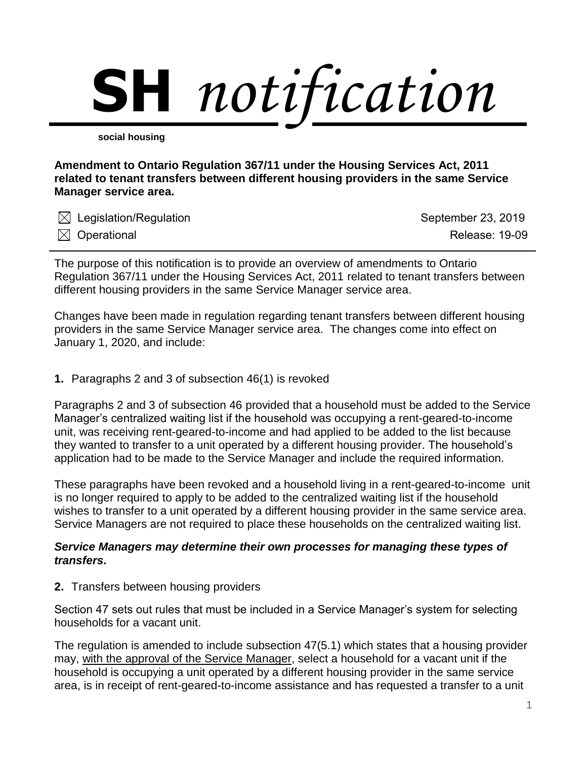# SH *notification*

**social housing**

**Amendment to Ontario Regulation 367/11 under the Housing Services Act, 2011 related to tenant transfers between different housing providers in the same Service Manager service area.**

☒ Legislation/Regulation — September 23, 2019

☒ Operational — Release: 19-09

---

The purpose of this notification is to provide an overview of amendments to Ontario Regulation 367/11 under the Housing Services Act, 2011 related to tenant transfers between different housing providers in the same Service Manager service area.

Changes have been made in regulation regarding tenant transfers between different housing providers in the same Service Manager service area. The changes come into effect on January 1, 2020, and include:

**1.** Paragraphs 2 and 3 of subsection 46(1) is revoked

Paragraphs 2 and 3 of subsection 46 provided that a household must be added to the Service Manager's centralized waiting list if the household was occupying a rent-geared-to-income unit, was receiving rent-geared-to-income and had applied to be added to the list because they wanted to transfer to a unit operated by a different housing provider. The household's application had to be made to the Service Manager and include the required information.

These paragraphs have been revoked and a household living in a rent-geared-to-income unit is no longer required to apply to be added to the centralized waiting list if the household wishes to transfer to a unit operated by a different housing provider in the same service area. Service Managers are not required to place these households on the centralized waiting list.

***Service Managers may determine their own processes for managing these types of transfers.***

**2.** Transfers between housing providers

Section 47 sets out rules that must be included in a Service Manager's system for selecting households for a vacant unit.

The regulation is amended to include subsection 47(5.1) which states that a housing provider may, <u>with the approval of the Service Manager</u>, select a household for a vacant unit if the household is occupying a unit operated by a different housing provider in the same service area, is in receipt of rent-geared-to-income assistance and has requested a transfer to a unit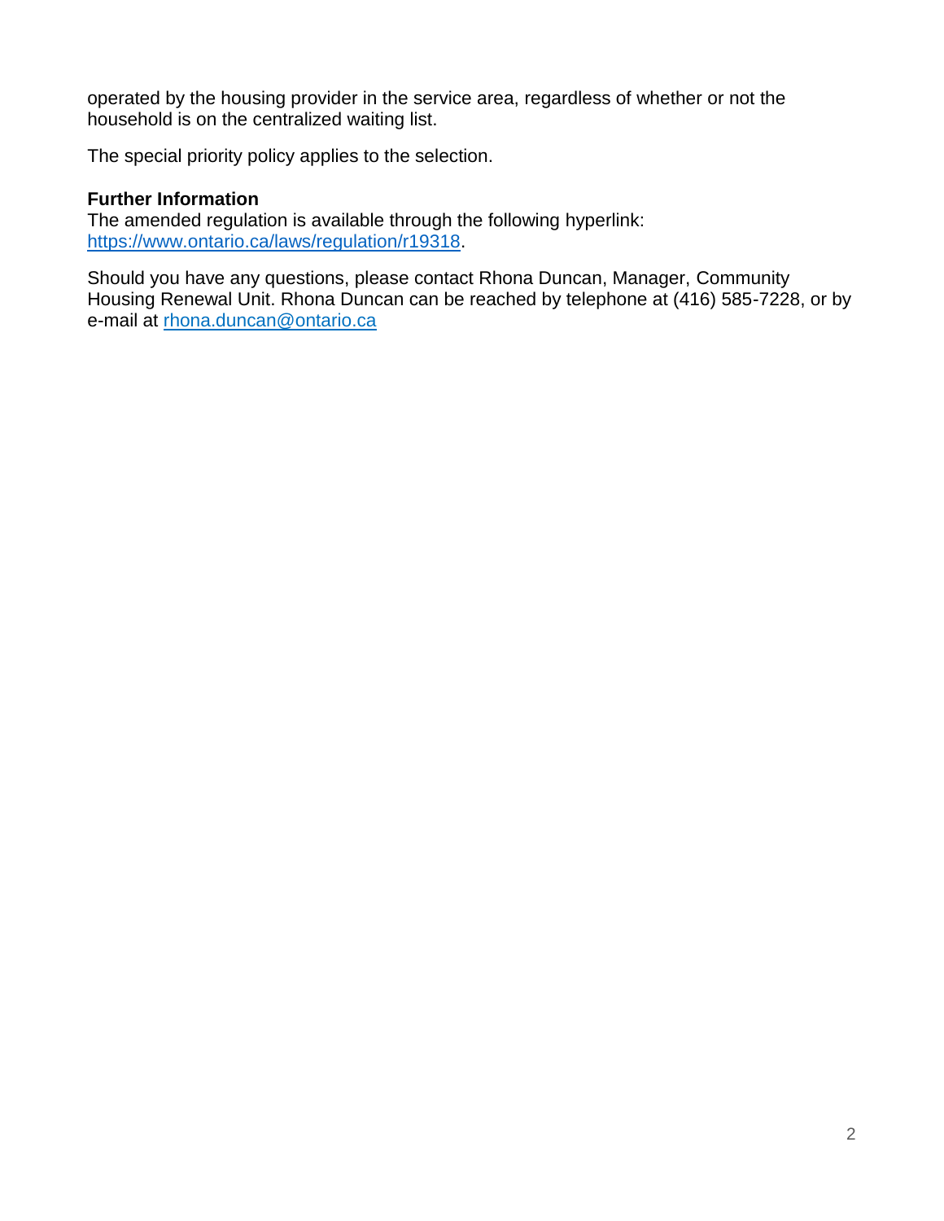operated by the housing provider in the service area, regardless of whether or not the household is on the centralized waiting list.

The special priority policy applies to the selection.

**Further Information**
The amended regulation is available through the following hyperlink: [https://www.ontario.ca/laws/regulation/r19318](https://www.ontario.ca/laws/regulation/r19318).

Should you have any questions, please contact Rhona Duncan, Manager, Community Housing Renewal Unit. Rhona Duncan can be reached by telephone at (416) 585-7228, or by e-mail at [rhona.duncan@ontario.ca](mailto:rhona.duncan@ontario.ca)